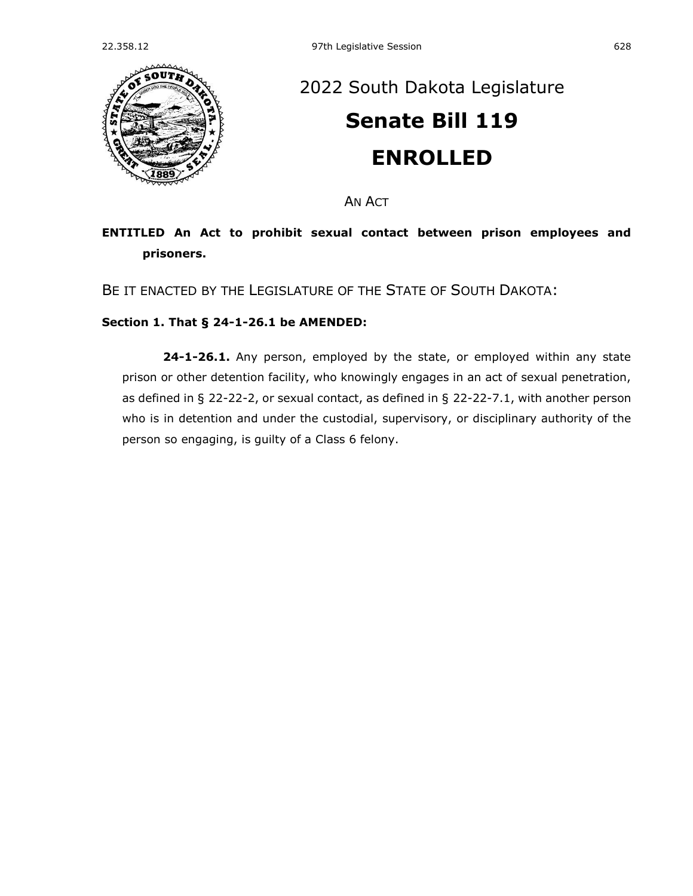# 2022 South Dakota Legislature

# Senate Bill 119

# ENROLLED

AN ACT

**ENTITLED An Act to prohibit sexual contact between prison employees and prisoners.**

BE IT ENACTED BY THE LEGISLATURE OF THE STATE OF SOUTH DAKOTA:

**Section 1. That § 24-1-26.1 be AMENDED:**

**24-1-26.1.** Any person, employed by the state, or employed within any state prison or other detention facility, who knowingly engages in an act of sexual penetration, as defined in § 22-22-2, or sexual contact, as defined in § 22-22-7.1, with another person who is in detention and under the custodial, supervisory, or disciplinary authority of the person so engaging, is guilty of a Class 6 felony.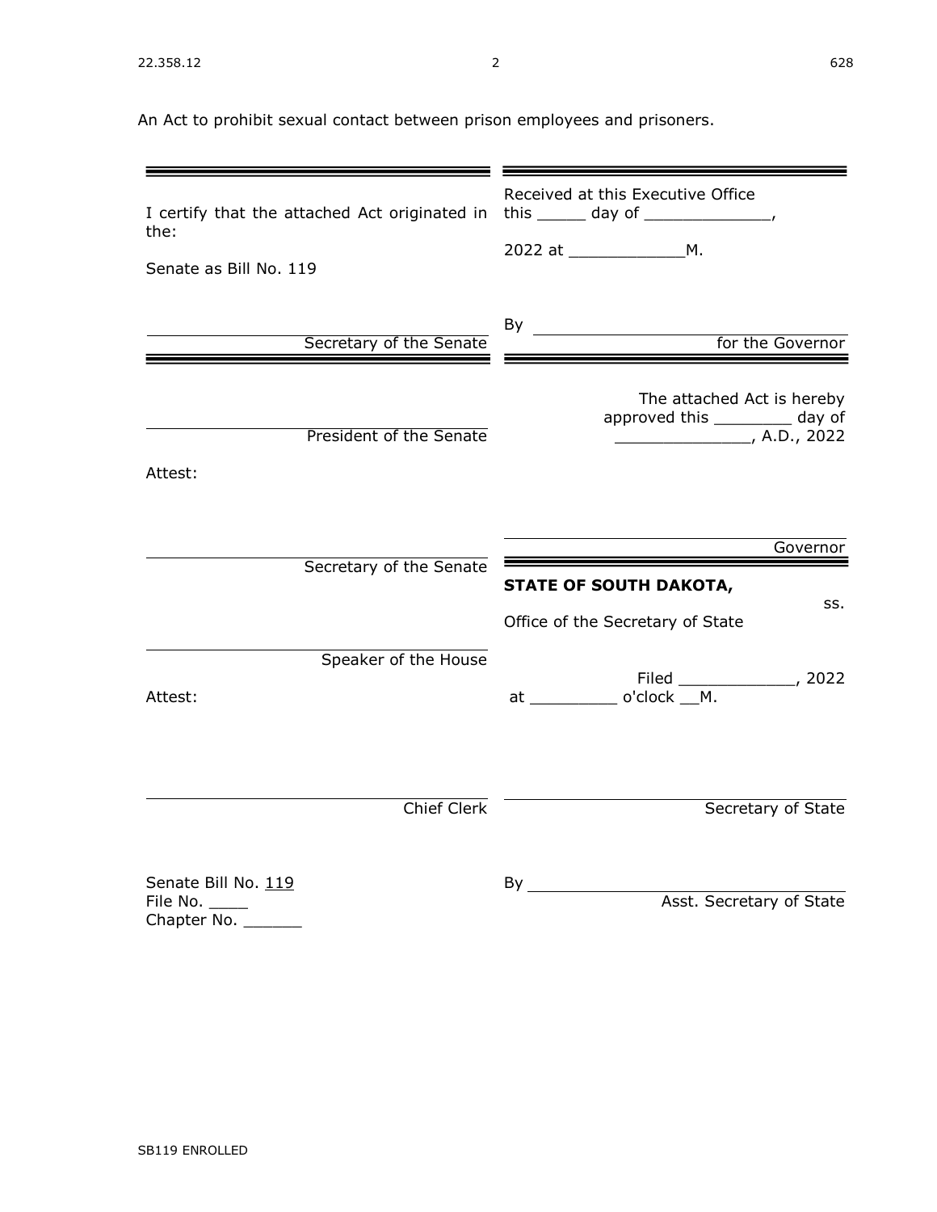An Act to prohibit sexual contact between prison employees and prisoners.

I certify that the attached Act originated in the:

Senate as Bill No. 119

Secretary of the Senate

President of the Senate

Attest:

Secretary of the Senate

Speaker of the House

Attest:

Chief Clerk

Senate Bill No. 119
File No. ____
Chapter No. ______

Received at this Executive Office this _____ day of _____________,

2022 at ____________M.

By

for the Governor

The attached Act is hereby approved this ________ day of ______________, A.D., 2022

Governor

**STATE OF SOUTH DAKOTA,**

ss.

Office of the Secretary of State

Filed ____________, 2022 at _________ o'clock __M.

Secretary of State

By

Asst. Secretary of State

SB119 ENROLLED